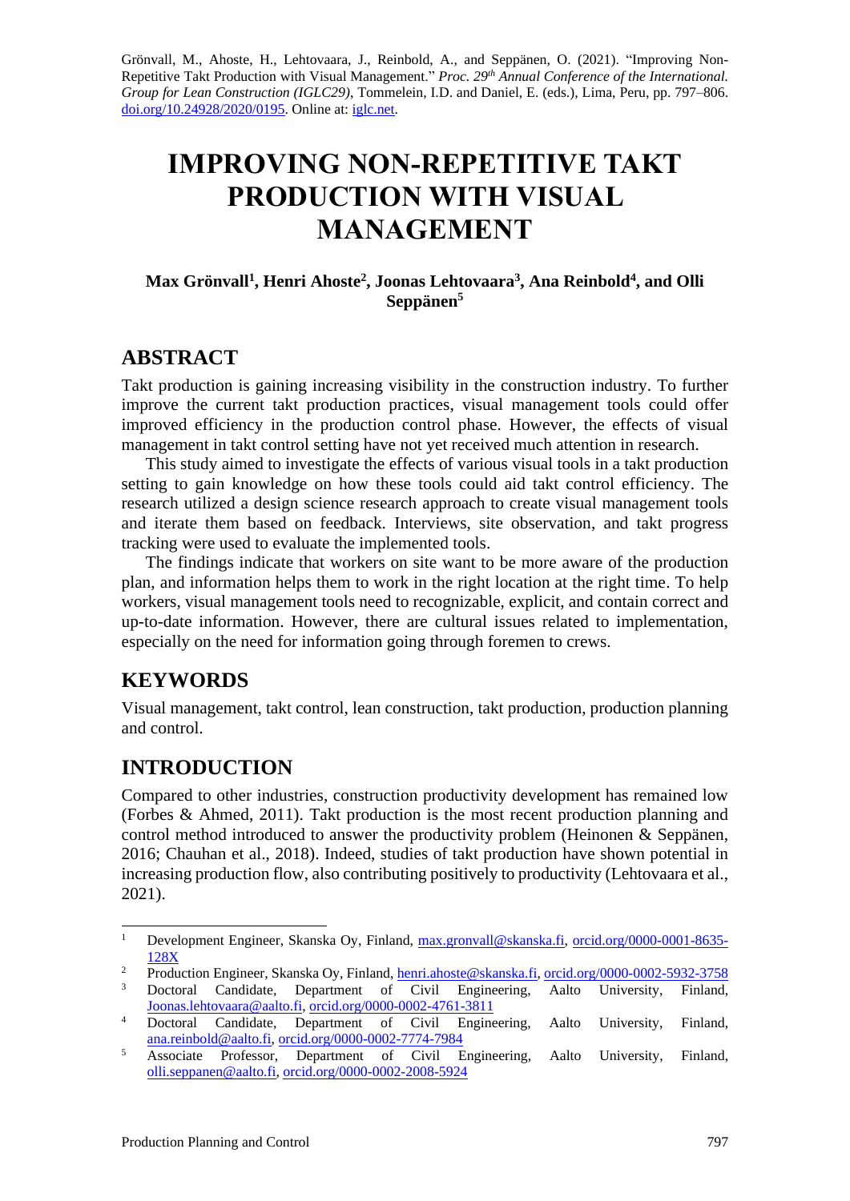Grönvall, M., Ahoste, H., Lehtovaara, J., Reinbold, A., and Seppänen, O. (2021). "Improving Non-Repetitive Takt Production with Visual Management." *Proc. 29th Annual Conference of the International. Group for Lean Construction (IGLC29)*, Tommelein, I.D. and Daniel, E. (eds.), Lima, Peru, pp. 797–806. doi.org/10.24928/2020/0195. Online at: iglc.net.

# IMPROVING NON-REPETITIVE TAKT PRODUCTION WITH VISUAL MANAGEMENT

**Max Grönvall[1], Henri Ahoste[2], Joonas Lehtovaara[3], Ana Reinbold[4], and Olli Seppänen[5]**

## ABSTRACT

Takt production is gaining increasing visibility in the construction industry. To further improve the current takt production practices, visual management tools could offer improved efficiency in the production control phase. However, the effects of visual management in takt control setting have not yet received much attention in research.

This study aimed to investigate the effects of various visual tools in a takt production setting to gain knowledge on how these tools could aid takt control efficiency. The research utilized a design science research approach to create visual management tools and iterate them based on feedback. Interviews, site observation, and takt progress tracking were used to evaluate the implemented tools.

The findings indicate that workers on site want to be more aware of the production plan, and information helps them to work in the right location at the right time. To help workers, visual management tools need to recognizable, explicit, and contain correct and up-to-date information. However, there are cultural issues related to implementation, especially on the need for information going through foremen to crews.

## KEYWORDS

Visual management, takt control, lean construction, takt production, production planning and control.

## INTRODUCTION

Compared to other industries, construction productivity development has remained low (Forbes & Ahmed, 2011). Takt production is the most recent production planning and control method introduced to answer the productivity problem (Heinonen & Seppänen, 2016; Chauhan et al., 2018). Indeed, studies of takt production have shown potential in increasing production flow, also contributing positively to productivity (Lehtovaara et al., 2021).

---

[1] Development Engineer, Skanska Oy, Finland, max.gronvall@skanska.fi, orcid.org/0000-0001-8635-128X

[2] Production Engineer, Skanska Oy, Finland, henri.ahoste@skanska.fi, orcid.org/0000-0002-5932-3758

[3] Doctoral Candidate, Department of Civil Engineering, Aalto University, Finland, Joonas.lehtovaara@aalto.fi, orcid.org/0000-0002-4761-3811

[4] Doctoral Candidate, Department of Civil Engineering, Aalto University, Finland, ana.reinbold@aalto.fi, orcid.org/0000-0002-7774-7984

[5] Associate Professor, Department of Civil Engineering, Aalto University, Finland, olli.seppanen@aalto.fi, orcid.org/0000-0002-2008-5924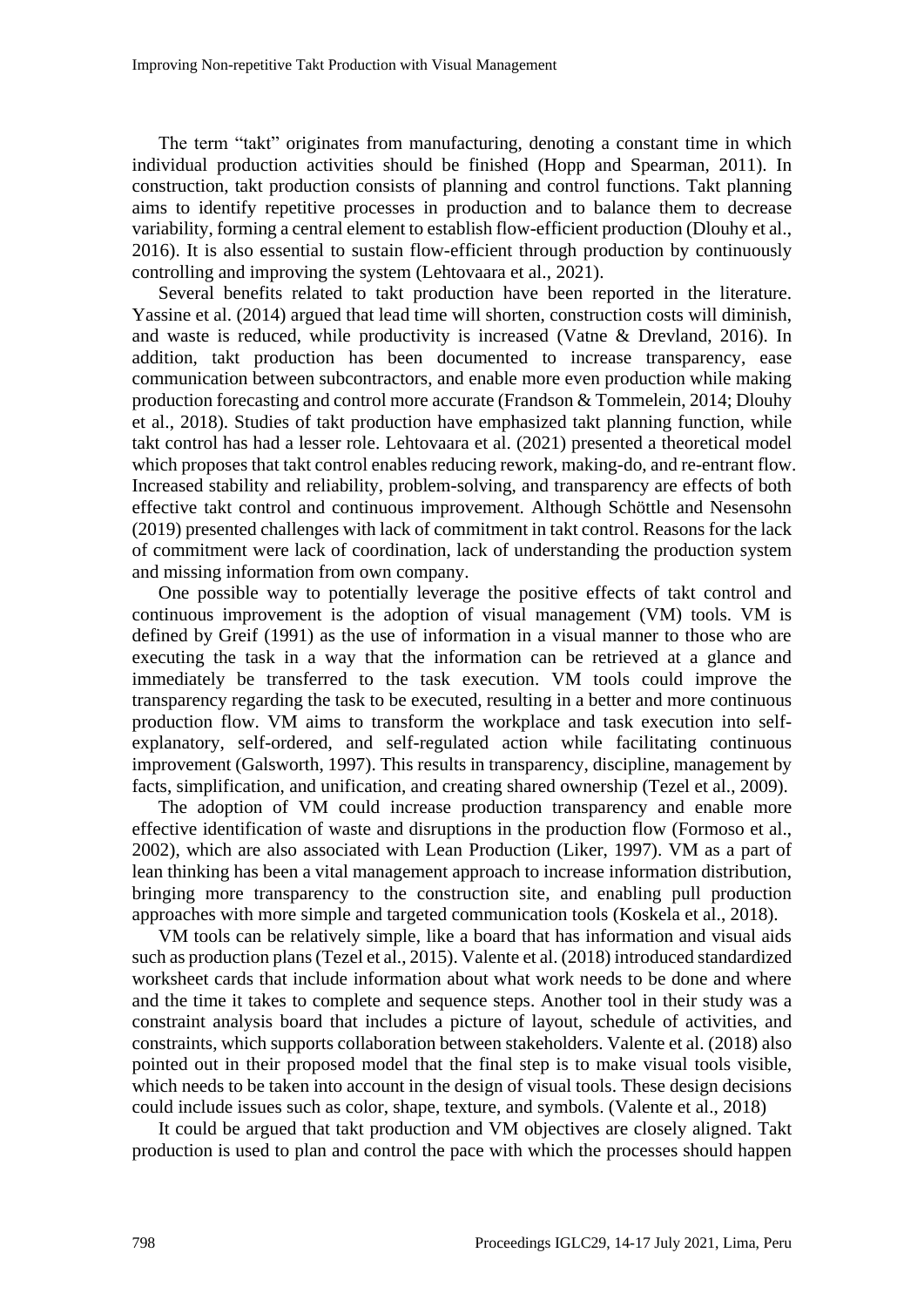The term "takt" originates from manufacturing, denoting a constant time in which individual production activities should be finished (Hopp and Spearman, 2011). In construction, takt production consists of planning and control functions. Takt planning aims to identify repetitive processes in production and to balance them to decrease variability, forming a central element to establish flow-efficient production (Dlouhy et al., 2016). It is also essential to sustain flow-efficient through production by continuously controlling and improving the system (Lehtovaara et al., 2021).

Several benefits related to takt production have been reported in the literature. Yassine et al. (2014) argued that lead time will shorten, construction costs will diminish, and waste is reduced, while productivity is increased (Vatne & Drevland, 2016). In addition, takt production has been documented to increase transparency, ease communication between subcontractors, and enable more even production while making production forecasting and control more accurate (Frandson & Tommelein, 2014; Dlouhy et al., 2018). Studies of takt production have emphasized takt planning function, while takt control has had a lesser role. Lehtovaara et al. (2021) presented a theoretical model which proposes that takt control enables reducing rework, making-do, and re-entrant flow. Increased stability and reliability, problem-solving, and transparency are effects of both effective takt control and continuous improvement. Although Schöttle and Nesensohn (2019) presented challenges with lack of commitment in takt control. Reasons for the lack of commitment were lack of coordination, lack of understanding the production system and missing information from own company.

One possible way to potentially leverage the positive effects of takt control and continuous improvement is the adoption of visual management (VM) tools. VM is defined by Greif (1991) as the use of information in a visual manner to those who are executing the task in a way that the information can be retrieved at a glance and immediately be transferred to the task execution. VM tools could improve the transparency regarding the task to be executed, resulting in a better and more continuous production flow. VM aims to transform the workplace and task execution into self-explanatory, self-ordered, and self-regulated action while facilitating continuous improvement (Galsworth, 1997). This results in transparency, discipline, management by facts, simplification, and unification, and creating shared ownership (Tezel et al., 2009).

The adoption of VM could increase production transparency and enable more effective identification of waste and disruptions in the production flow (Formoso et al., 2002), which are also associated with Lean Production (Liker, 1997). VM as a part of lean thinking has been a vital management approach to increase information distribution, bringing more transparency to the construction site, and enabling pull production approaches with more simple and targeted communication tools (Koskela et al., 2018).

VM tools can be relatively simple, like a board that has information and visual aids such as production plans (Tezel et al., 2015). Valente et al. (2018) introduced standardized worksheet cards that include information about what work needs to be done and where and the time it takes to complete and sequence steps. Another tool in their study was a constraint analysis board that includes a picture of layout, schedule of activities, and constraints, which supports collaboration between stakeholders. Valente et al. (2018) also pointed out in their proposed model that the final step is to make visual tools visible, which needs to be taken into account in the design of visual tools. These design decisions could include issues such as color, shape, texture, and symbols. (Valente et al., 2018)

It could be argued that takt production and VM objectives are closely aligned. Takt production is used to plan and control the pace with which the processes should happen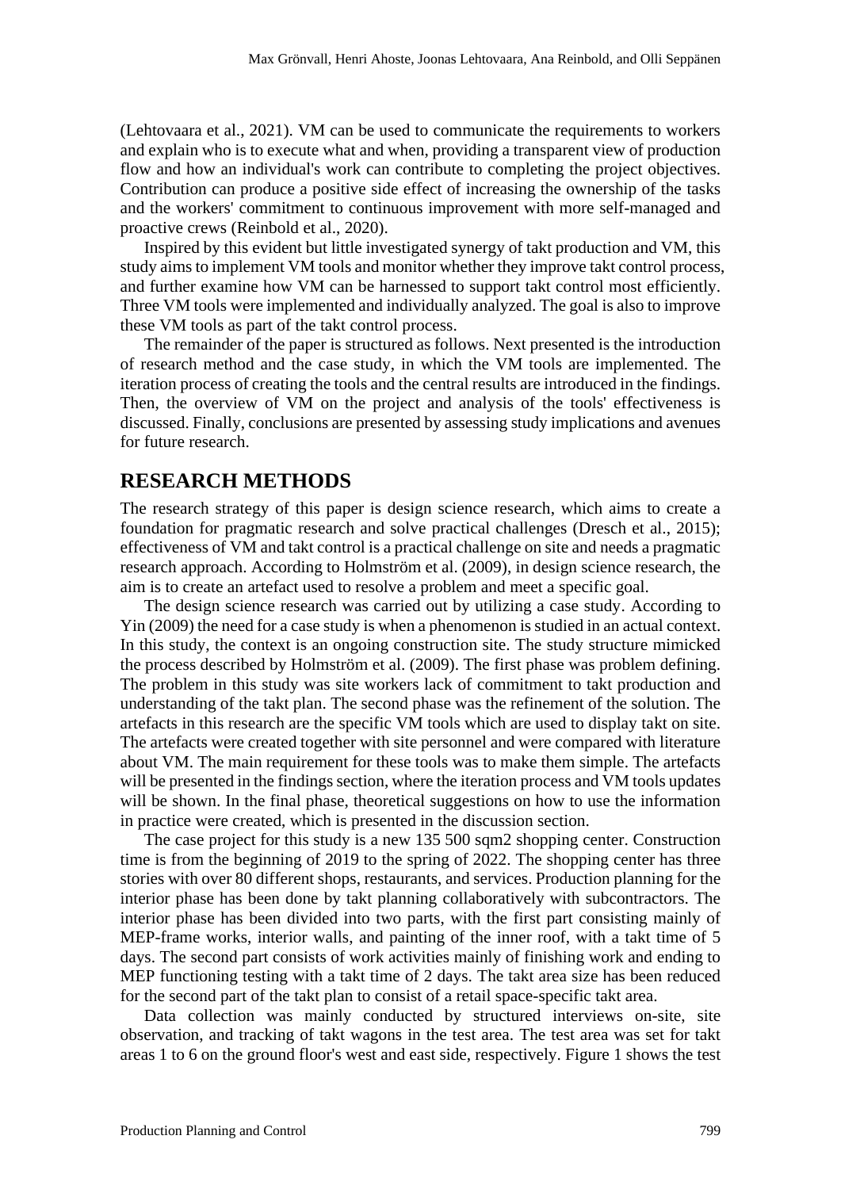(Lehtovaara et al., 2021). VM can be used to communicate the requirements to workers and explain who is to execute what and when, providing a transparent view of production flow and how an individual's work can contribute to completing the project objectives. Contribution can produce a positive side effect of increasing the ownership of the tasks and the workers' commitment to continuous improvement with more self-managed and proactive crews (Reinbold et al., 2020).

Inspired by this evident but little investigated synergy of takt production and VM, this study aims to implement VM tools and monitor whether they improve takt control process, and further examine how VM can be harnessed to support takt control most efficiently. Three VM tools were implemented and individually analyzed. The goal is also to improve these VM tools as part of the takt control process.

The remainder of the paper is structured as follows. Next presented is the introduction of research method and the case study, in which the VM tools are implemented. The iteration process of creating the tools and the central results are introduced in the findings. Then, the overview of VM on the project and analysis of the tools' effectiveness is discussed. Finally, conclusions are presented by assessing study implications and avenues for future research.

## RESEARCH METHODS

The research strategy of this paper is design science research, which aims to create a foundation for pragmatic research and solve practical challenges (Dresch et al., 2015); effectiveness of VM and takt control is a practical challenge on site and needs a pragmatic research approach. According to Holmström et al. (2009), in design science research, the aim is to create an artefact used to resolve a problem and meet a specific goal.

The design science research was carried out by utilizing a case study. According to Yin (2009) the need for a case study is when a phenomenon is studied in an actual context. In this study, the context is an ongoing construction site. The study structure mimicked the process described by Holmström et al. (2009). The first phase was problem defining. The problem in this study was site workers lack of commitment to takt production and understanding of the takt plan. The second phase was the refinement of the solution. The artefacts in this research are the specific VM tools which are used to display takt on site. The artefacts were created together with site personnel and were compared with literature about VM. The main requirement for these tools was to make them simple. The artefacts will be presented in the findings section, where the iteration process and VM tools updates will be shown. In the final phase, theoretical suggestions on how to use the information in practice were created, which is presented in the discussion section.

The case project for this study is a new 135 500 sqm2 shopping center. Construction time is from the beginning of 2019 to the spring of 2022. The shopping center has three stories with over 80 different shops, restaurants, and services. Production planning for the interior phase has been done by takt planning collaboratively with subcontractors. The interior phase has been divided into two parts, with the first part consisting mainly of MEP-frame works, interior walls, and painting of the inner roof, with a takt time of 5 days. The second part consists of work activities mainly of finishing work and ending to MEP functioning testing with a takt time of 2 days. The takt area size has been reduced for the second part of the takt plan to consist of a retail space-specific takt area.

Data collection was mainly conducted by structured interviews on-site, site observation, and tracking of takt wagons in the test area. The test area was set for takt areas 1 to 6 on the ground floor's west and east side, respectively. Figure 1 shows the test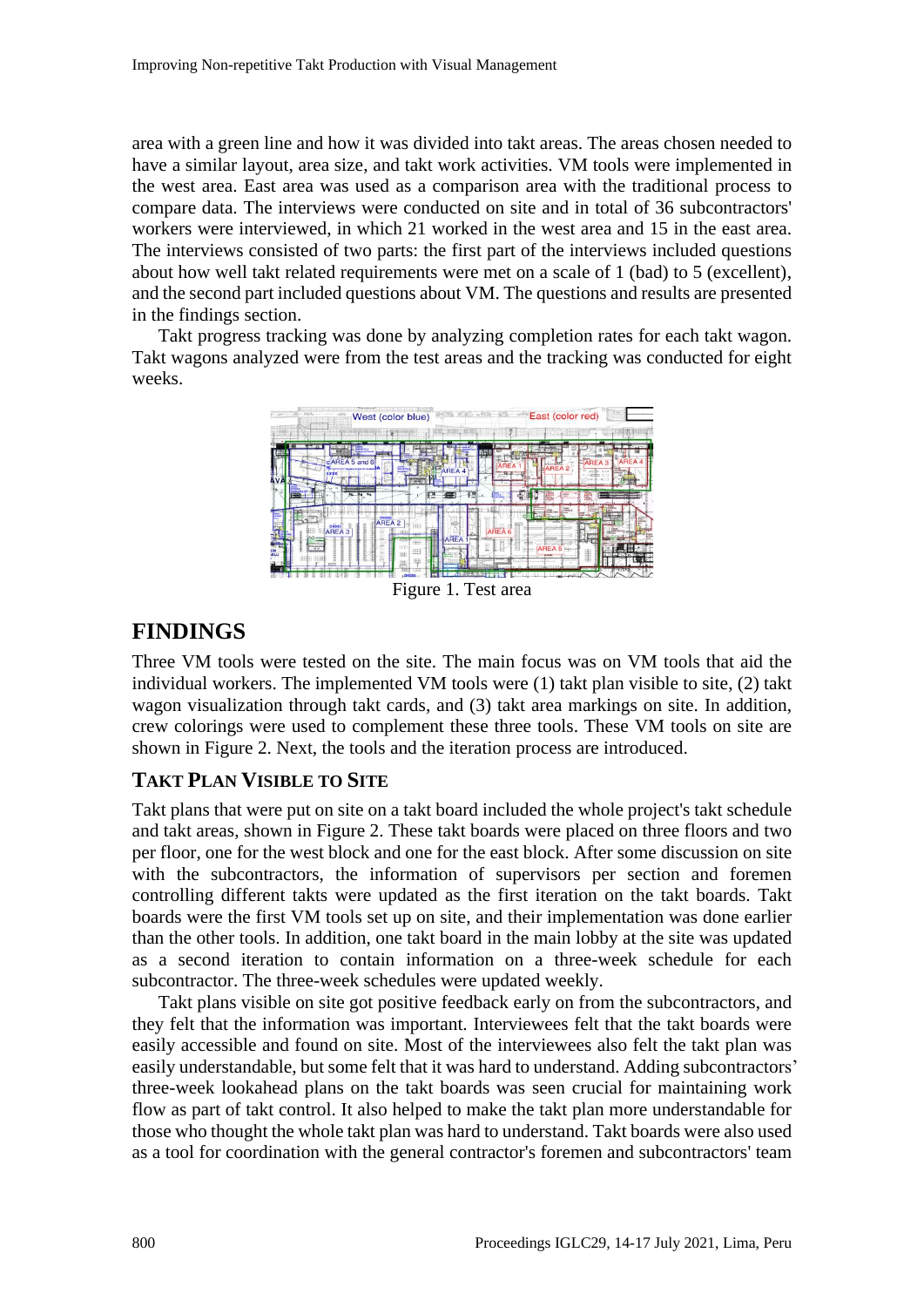area with a green line and how it was divided into takt areas. The areas chosen needed to have a similar layout, area size, and takt work activities. VM tools were implemented in the west area. East area was used as a comparison area with the traditional process to compare data. The interviews were conducted on site and in total of 36 subcontractors' workers were interviewed, in which 21 worked in the west area and 15 in the east area. The interviews consisted of two parts: the first part of the interviews included questions about how well takt related requirements were met on a scale of 1 (bad) to 5 (excellent), and the second part included questions about VM. The questions and results are presented in the findings section.

Takt progress tracking was done by analyzing completion rates for each takt wagon. Takt wagons analyzed were from the test areas and the tracking was conducted for eight weeks.

Figure 1. Test area

# FINDINGS

Three VM tools were tested on the site. The main focus was on VM tools that aid the individual workers. The implemented VM tools were (1) takt plan visible to site, (2) takt wagon visualization through takt cards, and (3) takt area markings on site. In addition, crew colorings were used to complement these three tools. These VM tools on site are shown in Figure 2. Next, the tools and the iteration process are introduced.

## TAKT PLAN VISIBLE TO SITE

Takt plans that were put on site on a takt board included the whole project's takt schedule and takt areas, shown in Figure 2. These takt boards were placed on three floors and two per floor, one for the west block and one for the east block. After some discussion on site with the subcontractors, the information of supervisors per section and foremen controlling different takts were updated as the first iteration on the takt boards. Takt boards were the first VM tools set up on site, and their implementation was done earlier than the other tools. In addition, one takt board in the main lobby at the site was updated as a second iteration to contain information on a three-week schedule for each subcontractor. The three-week schedules were updated weekly.

Takt plans visible on site got positive feedback early on from the subcontractors, and they felt that the information was important. Interviewees felt that the takt boards were easily accessible and found on site. Most of the interviewees also felt the takt plan was easily understandable, but some felt that it was hard to understand. Adding subcontractors' three-week lookahead plans on the takt boards was seen crucial for maintaining work flow as part of takt control. It also helped to make the takt plan more understandable for those who thought the whole takt plan was hard to understand. Takt boards were also used as a tool for coordination with the general contractor's foremen and subcontractors' team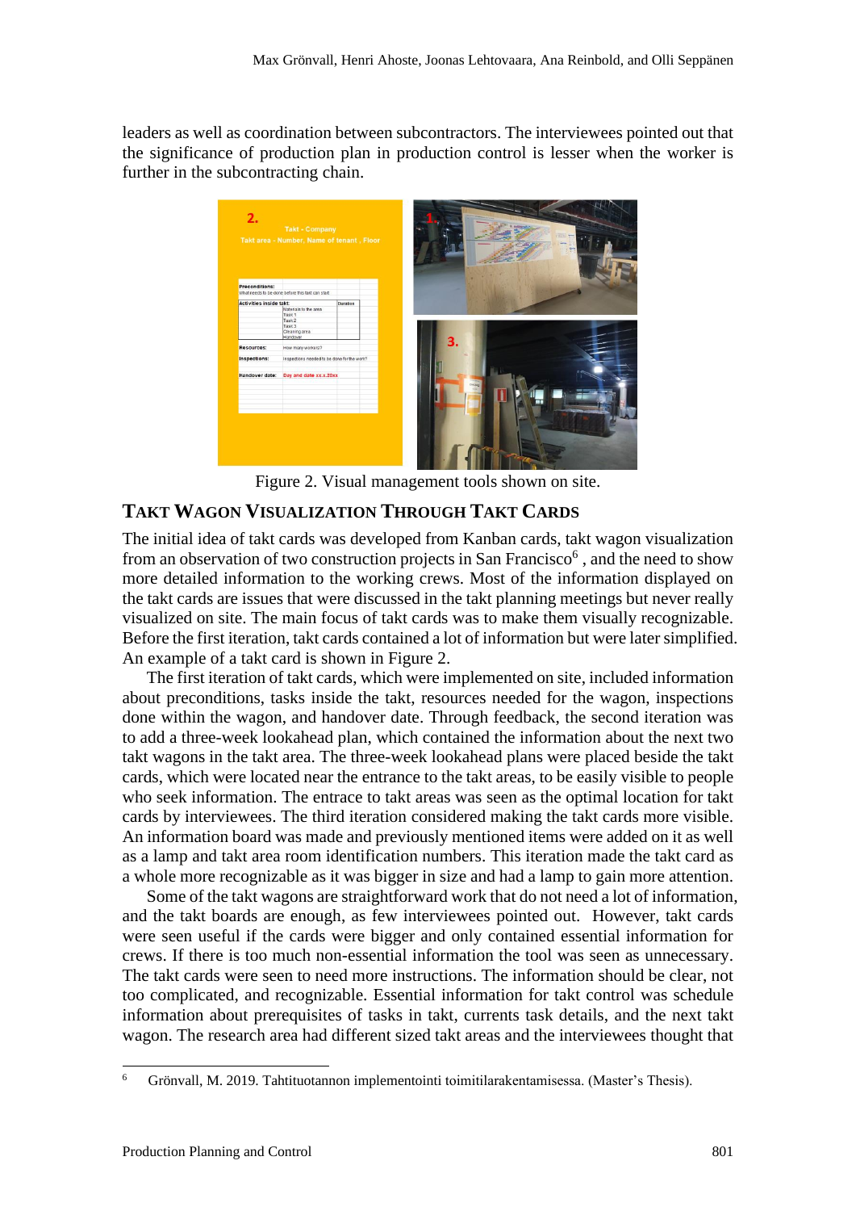leaders as well as coordination between subcontractors. The interviewees pointed out that the significance of production plan in production control is lesser when the worker is further in the subcontracting chain.

Figure 2. Visual management tools shown on site.

## Takt Wagon Visualization Through Takt Cards

The initial idea of takt cards was developed from Kanban cards, takt wagon visualization from an observation of two construction projects in San Francisco[6] , and the need to show more detailed information to the working crews. Most of the information displayed on the takt cards are issues that were discussed in the takt planning meetings but never really visualized on site. The main focus of takt cards was to make them visually recognizable. Before the first iteration, takt cards contained a lot of information but were later simplified. An example of a takt card is shown in Figure 2.

The first iteration of takt cards, which were implemented on site, included information about preconditions, tasks inside the takt, resources needed for the wagon, inspections done within the wagon, and handover date. Through feedback, the second iteration was to add a three-week lookahead plan, which contained the information about the next two takt wagons in the takt area. The three-week lookahead plans were placed beside the takt cards, which were located near the entrance to the takt areas, to be easily visible to people who seek information. The entrace to takt areas was seen as the optimal location for takt cards by interviewees. The third iteration considered making the takt cards more visible. An information board was made and previously mentioned items were added on it as well as a lamp and takt area room identification numbers. This iteration made the takt card as a whole more recognizable as it was bigger in size and had a lamp to gain more attention.

Some of the takt wagons are straightforward work that do not need a lot of information, and the takt boards are enough, as few interviewees pointed out. However, takt cards were seen useful if the cards were bigger and only contained essential information for crews. If there is too much non-essential information the tool was seen as unnecessary. The takt cards were seen to need more instructions. The information should be clear, not too complicated, and recognizable. Essential information for takt control was schedule information about prerequisites of tasks in takt, currents task details, and the next takt wagon. The research area had different sized takt areas and the interviewees thought that

---

[6] Grönvall, M. 2019. Tahtituotannon implementointi toimitilarakentamisessa. (Master's Thesis).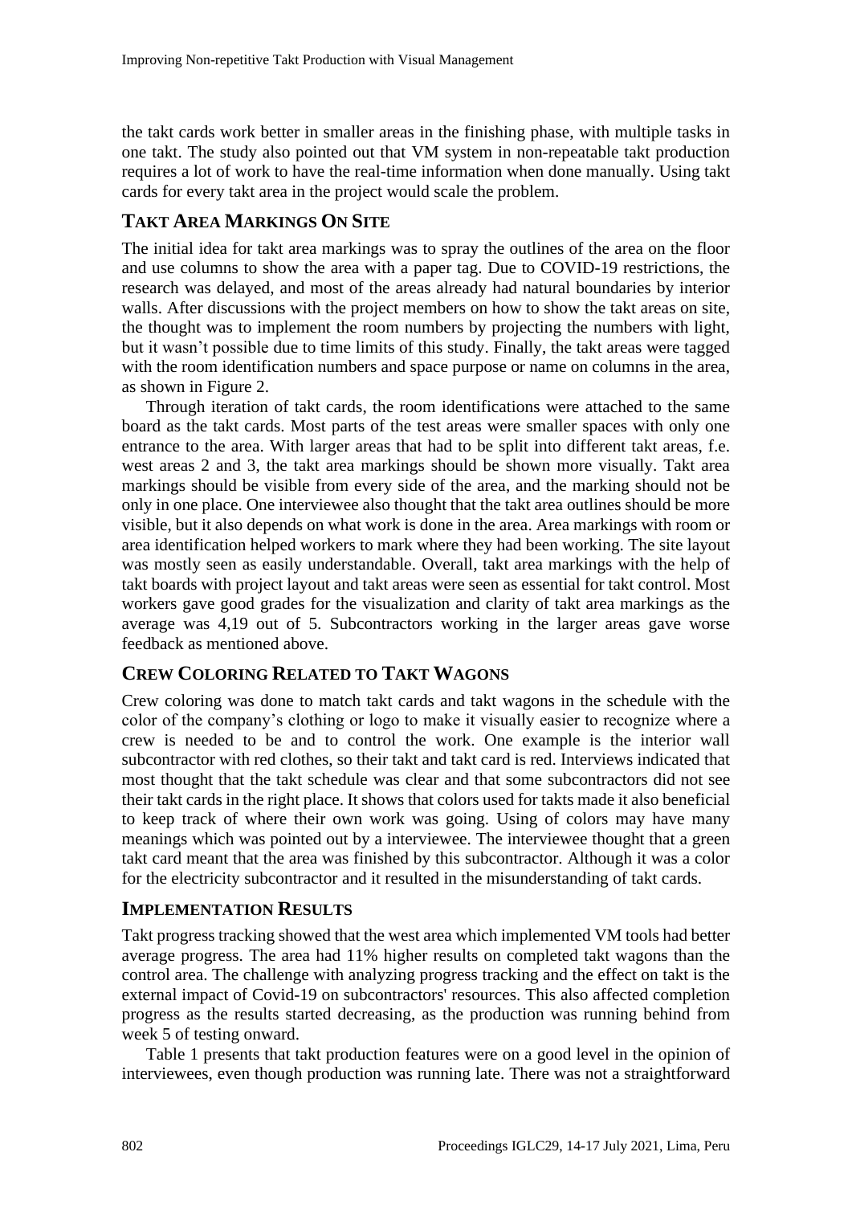the takt cards work better in smaller areas in the finishing phase, with multiple tasks in one takt. The study also pointed out that VM system in non-repeatable takt production requires a lot of work to have the real-time information when done manually. Using takt cards for every takt area in the project would scale the problem.

## TAKT AREA MARKINGS ON SITE

The initial idea for takt area markings was to spray the outlines of the area on the floor and use columns to show the area with a paper tag. Due to COVID-19 restrictions, the research was delayed, and most of the areas already had natural boundaries by interior walls. After discussions with the project members on how to show the takt areas on site, the thought was to implement the room numbers by projecting the numbers with light, but it wasn't possible due to time limits of this study. Finally, the takt areas were tagged with the room identification numbers and space purpose or name on columns in the area, as shown in Figure 2.

Through iteration of takt cards, the room identifications were attached to the same board as the takt cards. Most parts of the test areas were smaller spaces with only one entrance to the area. With larger areas that had to be split into different takt areas, f.e. west areas 2 and 3, the takt area markings should be shown more visually. Takt area markings should be visible from every side of the area, and the marking should not be only in one place. One interviewee also thought that the takt area outlines should be more visible, but it also depends on what work is done in the area. Area markings with room or area identification helped workers to mark where they had been working. The site layout was mostly seen as easily understandable. Overall, takt area markings with the help of takt boards with project layout and takt areas were seen as essential for takt control. Most workers gave good grades for the visualization and clarity of takt area markings as the average was 4,19 out of 5. Subcontractors working in the larger areas gave worse feedback as mentioned above.

## CREW COLORING RELATED TO TAKT WAGONS

Crew coloring was done to match takt cards and takt wagons in the schedule with the color of the company's clothing or logo to make it visually easier to recognize where a crew is needed to be and to control the work. One example is the interior wall subcontractor with red clothes, so their takt and takt card is red. Interviews indicated that most thought that the takt schedule was clear and that some subcontractors did not see their takt cards in the right place. It shows that colors used for takts made it also beneficial to keep track of where their own work was going. Using of colors may have many meanings which was pointed out by a interviewee. The interviewee thought that a green takt card meant that the area was finished by this subcontractor. Although it was a color for the electricity subcontractor and it resulted in the misunderstanding of takt cards.

## IMPLEMENTATION RESULTS

Takt progress tracking showed that the west area which implemented VM tools had better average progress. The area had 11% higher results on completed takt wagons than the control area. The challenge with analyzing progress tracking and the effect on takt is the external impact of Covid-19 on subcontractors' resources. This also affected completion progress as the results started decreasing, as the production was running behind from week 5 of testing onward.

Table 1 presents that takt production features were on a good level in the opinion of interviewees, even though production was running late. There was not a straightforward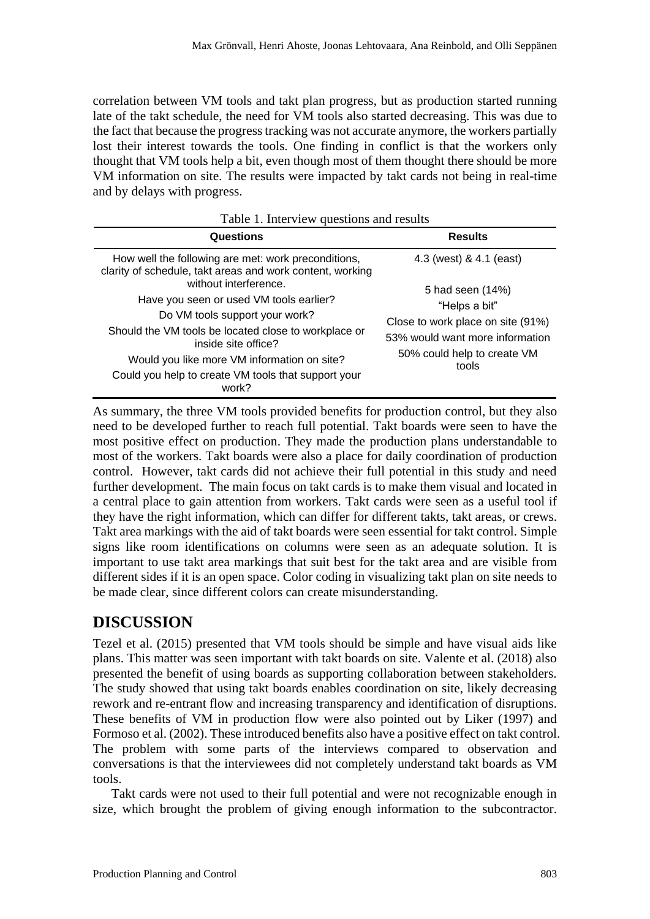correlation between VM tools and takt plan progress, but as production started running late of the takt schedule, the need for VM tools also started decreasing. This was due to the fact that because the progress tracking was not accurate anymore, the workers partially lost their interest towards the tools. One finding in conflict is that the workers only thought that VM tools help a bit, even though most of them thought there should be more VM information on site. The results were impacted by takt cards not being in real-time and by delays with progress.

Table 1. Interview questions and results

| Questions | Results |
|---|---|
| How well the following are met: work preconditions, clarity of schedule, takt areas and work content, working without interference. | 4.3 (west) & 4.1 (east) |
| Have you seen or used VM tools earlier? | 5 had seen (14%) |
| Do VM tools support your work? | "Helps a bit" |
| Should the VM tools be located close to workplace or inside site office? | Close to work place on site (91%) |
| Would you like more VM information on site? | 53% would want more information |
| Could you help to create VM tools that support your work? | 50% could help to create VM tools |

As summary, the three VM tools provided benefits for production control, but they also need to be developed further to reach full potential. Takt boards were seen to have the most positive effect on production. They made the production plans understandable to most of the workers. Takt boards were also a place for daily coordination of production control. However, takt cards did not achieve their full potential in this study and need further development. The main focus on takt cards is to make them visual and located in a central place to gain attention from workers. Takt cards were seen as a useful tool if they have the right information, which can differ for different takts, takt areas, or crews. Takt area markings with the aid of takt boards were seen essential for takt control. Simple signs like room identifications on columns were seen as an adequate solution. It is important to use takt area markings that suit best for the takt area and are visible from different sides if it is an open space. Color coding in visualizing takt plan on site needs to be made clear, since different colors can create misunderstanding.

# DISCUSSION

Tezel et al. (2015) presented that VM tools should be simple and have visual aids like plans. This matter was seen important with takt boards on site. Valente et al. (2018) also presented the benefit of using boards as supporting collaboration between stakeholders. The study showed that using takt boards enables coordination on site, likely decreasing rework and re-entrant flow and increasing transparency and identification of disruptions. These benefits of VM in production flow were also pointed out by Liker (1997) and Formoso et al. (2002). These introduced benefits also have a positive effect on takt control. The problem with some parts of the interviews compared to observation and conversations is that the interviewees did not completely understand takt boards as VM tools.

Takt cards were not used to their full potential and were not recognizable enough in size, which brought the problem of giving enough information to the subcontractor.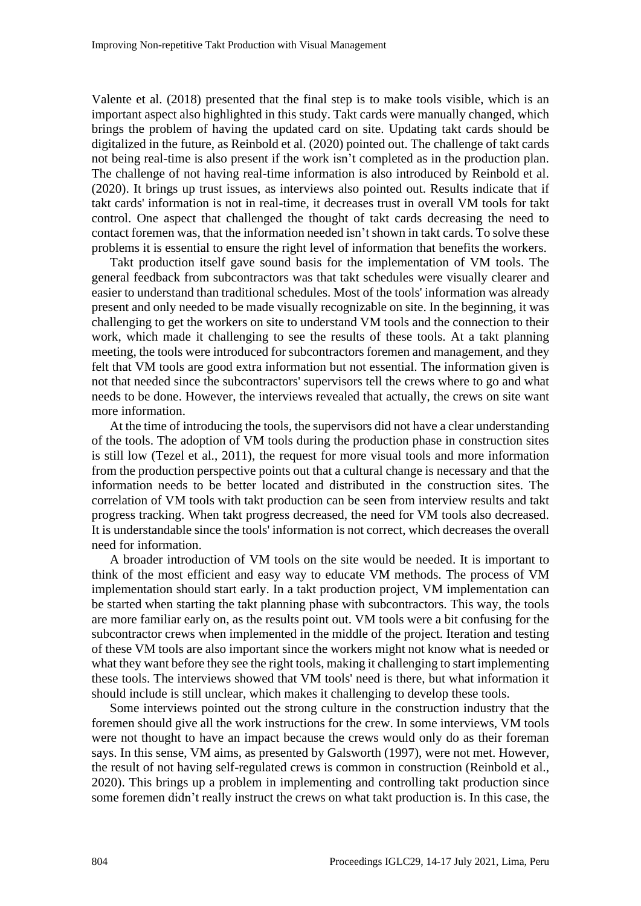Valente et al. (2018) presented that the final step is to make tools visible, which is an important aspect also highlighted in this study. Takt cards were manually changed, which brings the problem of having the updated card on site. Updating takt cards should be digitalized in the future, as Reinbold et al. (2020) pointed out. The challenge of takt cards not being real-time is also present if the work isn't completed as in the production plan. The challenge of not having real-time information is also introduced by Reinbold et al. (2020). It brings up trust issues, as interviews also pointed out. Results indicate that if takt cards' information is not in real-time, it decreases trust in overall VM tools for takt control. One aspect that challenged the thought of takt cards decreasing the need to contact foremen was, that the information needed isn't shown in takt cards. To solve these problems it is essential to ensure the right level of information that benefits the workers.

Takt production itself gave sound basis for the implementation of VM tools. The general feedback from subcontractors was that takt schedules were visually clearer and easier to understand than traditional schedules. Most of the tools' information was already present and only needed to be made visually recognizable on site. In the beginning, it was challenging to get the workers on site to understand VM tools and the connection to their work, which made it challenging to see the results of these tools. At a takt planning meeting, the tools were introduced for subcontractors foremen and management, and they felt that VM tools are good extra information but not essential. The information given is not that needed since the subcontractors' supervisors tell the crews where to go and what needs to be done. However, the interviews revealed that actually, the crews on site want more information.

At the time of introducing the tools, the supervisors did not have a clear understanding of the tools. The adoption of VM tools during the production phase in construction sites is still low (Tezel et al., 2011), the request for more visual tools and more information from the production perspective points out that a cultural change is necessary and that the information needs to be better located and distributed in the construction sites. The correlation of VM tools with takt production can be seen from interview results and takt progress tracking. When takt progress decreased, the need for VM tools also decreased. It is understandable since the tools' information is not correct, which decreases the overall need for information.

A broader introduction of VM tools on the site would be needed. It is important to think of the most efficient and easy way to educate VM methods. The process of VM implementation should start early. In a takt production project, VM implementation can be started when starting the takt planning phase with subcontractors. This way, the tools are more familiar early on, as the results point out. VM tools were a bit confusing for the subcontractor crews when implemented in the middle of the project. Iteration and testing of these VM tools are also important since the workers might not know what is needed or what they want before they see the right tools, making it challenging to start implementing these tools. The interviews showed that VM tools' need is there, but what information it should include is still unclear, which makes it challenging to develop these tools.

Some interviews pointed out the strong culture in the construction industry that the foremen should give all the work instructions for the crew. In some interviews, VM tools were not thought to have an impact because the crews would only do as their foreman says. In this sense, VM aims, as presented by Galsworth (1997), were not met. However, the result of not having self-regulated crews is common in construction (Reinbold et al., 2020). This brings up a problem in implementing and controlling takt production since some foremen didn't really instruct the crews on what takt production is. In this case, the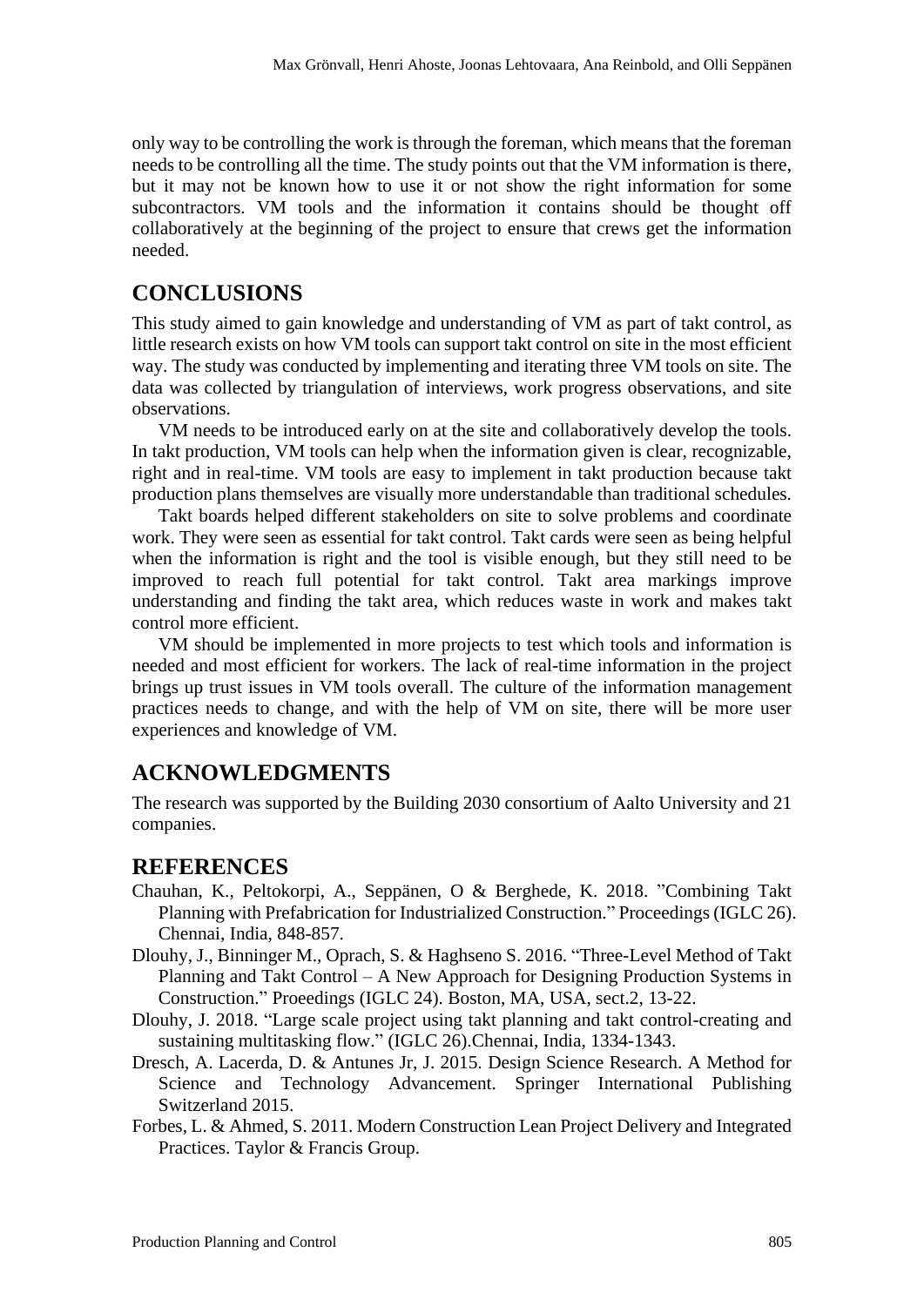only way to be controlling the work is through the foreman, which means that the foreman needs to be controlling all the time. The study points out that the VM information is there, but it may not be known how to use it or not show the right information for some subcontractors. VM tools and the information it contains should be thought off collaboratively at the beginning of the project to ensure that crews get the information needed.

## CONCLUSIONS

This study aimed to gain knowledge and understanding of VM as part of takt control, as little research exists on how VM tools can support takt control on site in the most efficient way. The study was conducted by implementing and iterating three VM tools on site. The data was collected by triangulation of interviews, work progress observations, and site observations.

VM needs to be introduced early on at the site and collaboratively develop the tools. In takt production, VM tools can help when the information given is clear, recognizable, right and in real-time. VM tools are easy to implement in takt production because takt production plans themselves are visually more understandable than traditional schedules.

Takt boards helped different stakeholders on site to solve problems and coordinate work. They were seen as essential for takt control. Takt cards were seen as being helpful when the information is right and the tool is visible enough, but they still need to be improved to reach full potential for takt control. Takt area markings improve understanding and finding the takt area, which reduces waste in work and makes takt control more efficient.

VM should be implemented in more projects to test which tools and information is needed and most efficient for workers. The lack of real-time information in the project brings up trust issues in VM tools overall. The culture of the information management practices needs to change, and with the help of VM on site, there will be more user experiences and knowledge of VM.

## ACKNOWLEDGMENTS

The research was supported by the Building 2030 consortium of Aalto University and 21 companies.

## REFERENCES

Chauhan, K., Peltokorpi, A., Seppänen, O & Berghede, K. 2018. ”Combining Takt Planning with Prefabrication for Industrialized Construction.” Proceedings (IGLC 26). Chennai, India, 848-857.

Dlouhy, J., Binninger M., Oprach, S. & Haghseno S. 2016. “Three-Level Method of Takt Planning and Takt Control – A New Approach for Designing Production Systems in Construction.” Proeedings (IGLC 24). Boston, MA, USA, sect.2, 13-22.

Dlouhy, J. 2018. “Large scale project using takt planning and takt control-creating and sustaining multitasking flow.” (IGLC 26).Chennai, India, 1334-1343.

Dresch, A. Lacerda, D. & Antunes Jr, J. 2015. Design Science Research. A Method for Science and Technology Advancement. Springer International Publishing Switzerland 2015.

Forbes, L. & Ahmed, S. 2011. Modern Construction Lean Project Delivery and Integrated Practices. Taylor & Francis Group.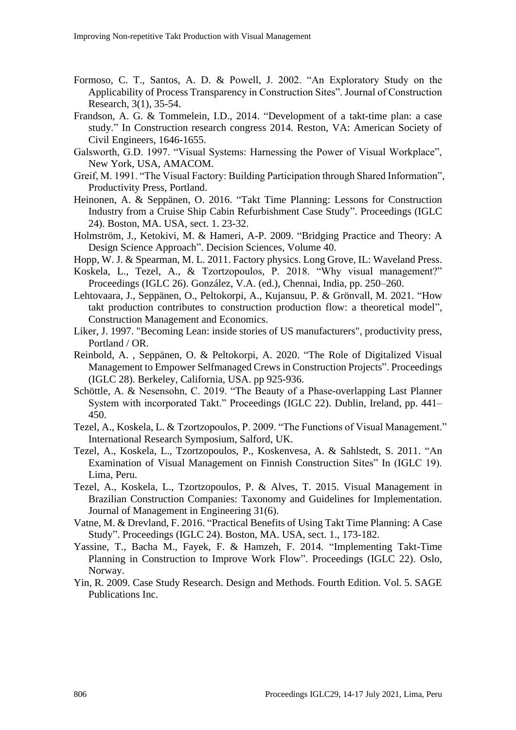Formoso, C. T., Santos, A. D. & Powell, J. 2002. "An Exploratory Study on the Applicability of Process Transparency in Construction Sites". Journal of Construction Research, 3(1), 35-54.

Frandson, A. G. & Tommelein, I.D., 2014. "Development of a takt-time plan: a case study." In Construction research congress 2014. Reston, VA: American Society of Civil Engineers, 1646-1655.

Galsworth, G.D. 1997. "Visual Systems: Harnessing the Power of Visual Workplace", New York, USA, AMACOM.

Greif, M. 1991. "The Visual Factory: Building Participation through Shared Information", Productivity Press, Portland.

Heinonen, A. & Seppänen, O. 2016. "Takt Time Planning: Lessons for Construction Industry from a Cruise Ship Cabin Refurbishment Case Study". Proceedings (IGLC 24). Boston, MA. USA, sect. 1. 23-32.

Holmström, J., Ketokivi, M. & Hameri, A-P. 2009. "Bridging Practice and Theory: A Design Science Approach". Decision Sciences, Volume 40.

Hopp, W. J. & Spearman, M. L. 2011. Factory physics. Long Grove, IL: Waveland Press.

Koskela, L., Tezel, A., & Tzortzopoulos, P. 2018. "Why visual management?" Proceedings (IGLC 26). González, V.A. (ed.), Chennai, India, pp. 250–260.

Lehtovaara, J., Seppänen, O., Peltokorpi, A., Kujansuu, P. & Grönvall, M. 2021. "How takt production contributes to construction production flow: a theoretical model", Construction Management and Economics.

Liker, J. 1997. "Becoming Lean: inside stories of US manufacturers", productivity press, Portland / OR.

Reinbold, A. , Seppänen, O. & Peltokorpi, A. 2020. "The Role of Digitalized Visual Management to Empower Selfmanaged Crews in Construction Projects". Proceedings (IGLC 28). Berkeley, California, USA. pp 925-936.

Schöttle, A. & Nesensohn, C. 2019. "The Beauty of a Phase-overlapping Last Planner System with incorporated Takt." Proceedings (IGLC 22). Dublin, Ireland, pp. 441–450.

Tezel, A., Koskela, L. & Tzortzopoulos, P. 2009. "The Functions of Visual Management." International Research Symposium, Salford, UK.

Tezel, A., Koskela, L., Tzortzopoulos, P., Koskenvesa, A. & Sahlstedt, S. 2011. "An Examination of Visual Management on Finnish Construction Sites" In (IGLC 19). Lima, Peru.

Tezel, A., Koskela, L., Tzortzopoulos, P. & Alves, T. 2015. Visual Management in Brazilian Construction Companies: Taxonomy and Guidelines for Implementation. Journal of Management in Engineering 31(6).

Vatne, M. & Drevland, F. 2016. "Practical Benefits of Using Takt Time Planning: A Case Study". Proceedings (IGLC 24). Boston, MA. USA, sect. 1., 173-182.

Yassine, T., Bacha M., Fayek, F. & Hamzeh, F. 2014. "Implementing Takt-Time Planning in Construction to Improve Work Flow". Proceedings (IGLC 22). Oslo, Norway.

Yin, R. 2009. Case Study Research. Design and Methods. Fourth Edition. Vol. 5. SAGE Publications Inc.